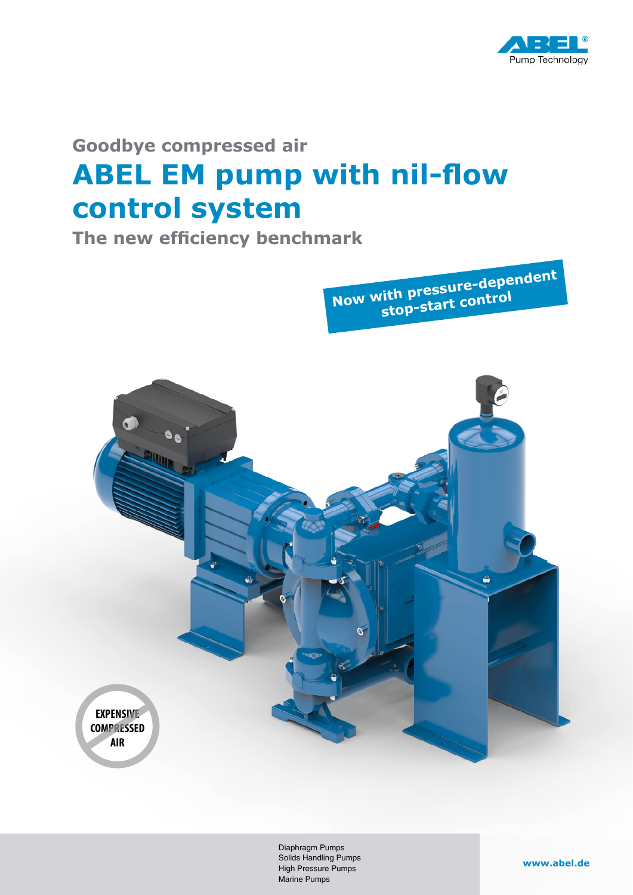ABEL Pump Technology

## Goodbye compressed air

# ABEL EM pump with nil-flow control system

## The new efficiency benchmark

**Now with pressure-dependent stop-start control**

EXPENSIVE COMPRESSED AIR

Diaphragm Pumps
Solids Handling Pumps
High Pressure Pumps
Marine Pumps

**www.abel.de**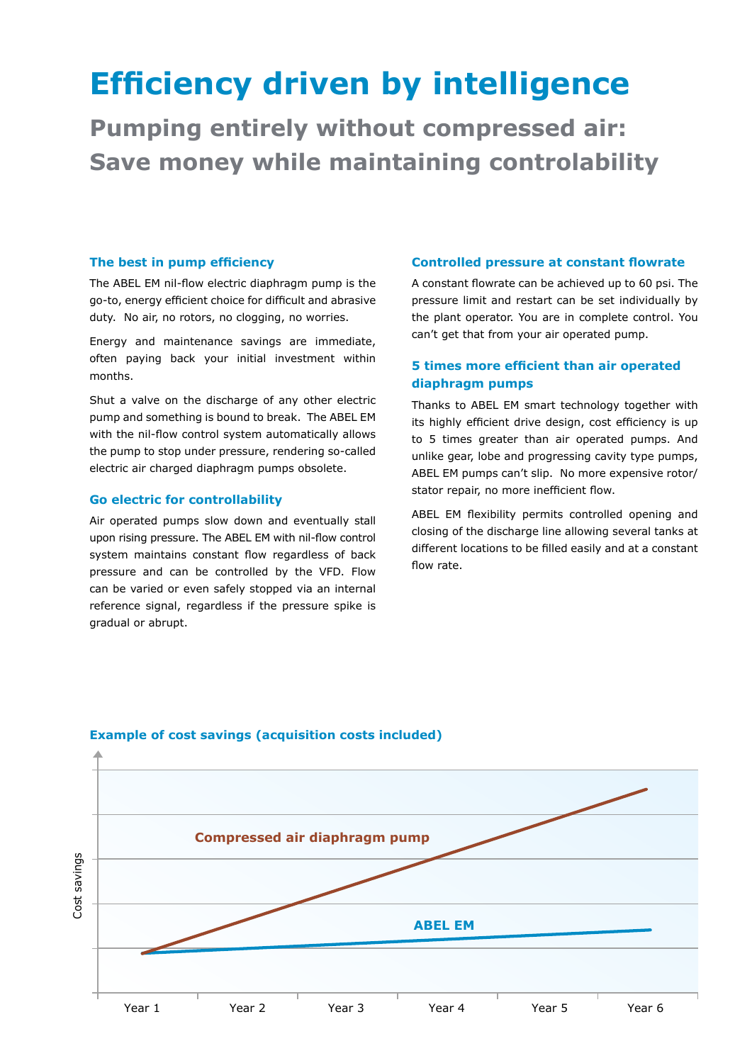# Efficiency driven by intelligence

## Pumping entirely without compressed air: Save money while maintaining controlability

### The best in pump efficiency

The ABEL EM nil-flow electric diaphragm pump is the go-to, energy efficient choice for difficult and abrasive duty. No air, no rotors, no clogging, no worries.

Energy and maintenance savings are immediate, often paying back your initial investment within months.

Shut a valve on the discharge of any other electric pump and something is bound to break. The ABEL EM with the nil-flow control system automatically allows the pump to stop under pressure, rendering so-called electric air charged diaphragm pumps obsolete.

### Go electric for controllability

Air operated pumps slow down and eventually stall upon rising pressure. The ABEL EM with nil-flow control system maintains constant flow regardless of back pressure and can be controlled by the VFD. Flow can be varied or even safely stopped via an internal reference signal, regardless if the pressure spike is gradual or abrupt.

### Controlled pressure at constant flowrate

A constant flowrate can be achieved up to 60 psi. The pressure limit and restart can be set individually by the plant operator. You are in complete control. You can't get that from your air operated pump.

### 5 times more efficient than air operated diaphragm pumps

Thanks to ABEL EM smart technology together with its highly efficient drive design, cost efficiency is up to 5 times greater than air operated pumps. And unlike gear, lobe and progressing cavity type pumps, ABEL EM pumps can't slip. No more expensive rotor/stator repair, no more inefficient flow.

ABEL EM flexibility permits controlled opening and closing of the discharge line allowing several tanks at different locations to be filled easily and at a constant flow rate.

### Example of cost savings (acquisition costs included)

Cost savings

Compressed air diaphragm pump

ABEL EM

Year 1 | Year 2 | Year 3 | Year 4 | Year 5 | Year 6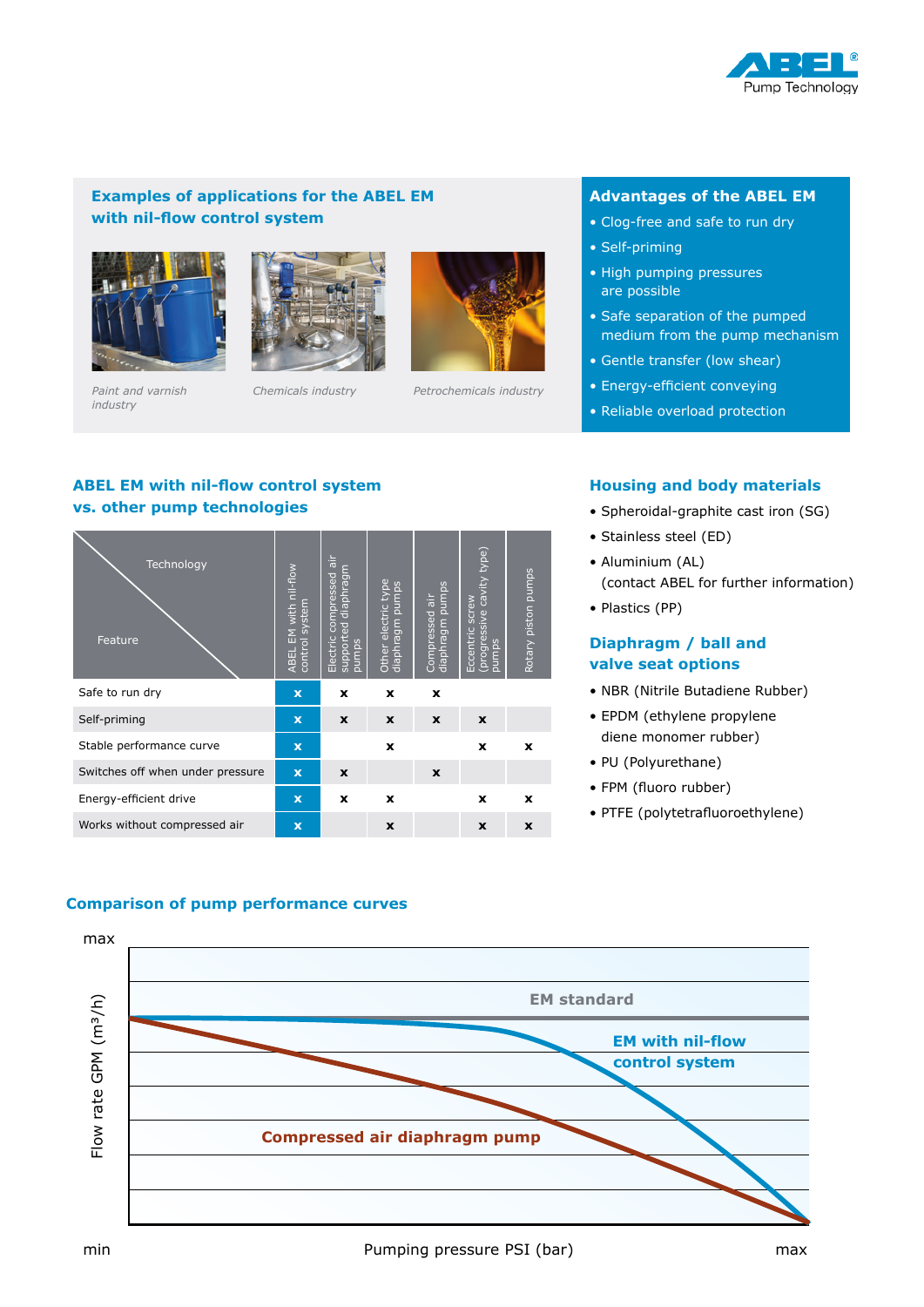## Examples of applications for the ABEL EM with nil-flow control system

*Paint and varnish industry*

*Chemicals industry*

*Petrochemicals industry*

## Advantages of the ABEL EM

- Clog-free and safe to run dry
- Self-priming
- High pumping pressures are possible
- Safe separation of the pumped medium from the pump mechanism
- Gentle transfer (low shear)
- Energy-efficient conveying
- Reliable overload protection

## ABEL EM with nil-flow control system vs. other pump technologies

| Feature \ Technology | ABEL EM with nil-flow control system | Electric compressed air supported diaphragm pumps | Other electric type diaphragm pumps | Compressed air diaphragm pumps | Eccentric screw (progressive cavity type) pumps | Rotary piston pumps |
|---|---|---|---|---|---|---|
| Safe to run dry | x | x | x | x | | |
| Self-priming | x | x | x | x | x | |
| Stable performance curve | x | | x | | x | x |
| Switches off when under pressure | x | x | | x | | |
| Energy-efficient drive | x | x | x | | x | x |
| Works without compressed air | x | | x | | x | x |

## Housing and body materials

- Spheroidal-graphite cast iron (SG)
- Stainless steel (ED)
- Aluminium (AL) (contact ABEL for further information)
- Plastics (PP)

## Diaphragm / ball and valve seat options

- NBR (Nitrile Butadiene Rubber)
- EPDM (ethylene propylene diene monomer rubber)
- PU (Polyurethane)
- FPM (fluoro rubber)
- PTFE (polytetrafluoroethylene)

## Comparison of pump performance curves

Flow rate GPM ($m^3/h$): min – max

Pumping pressure PSI (bar): min – max

EM standard

EM with nil-flow control system

Compressed air diaphragm pump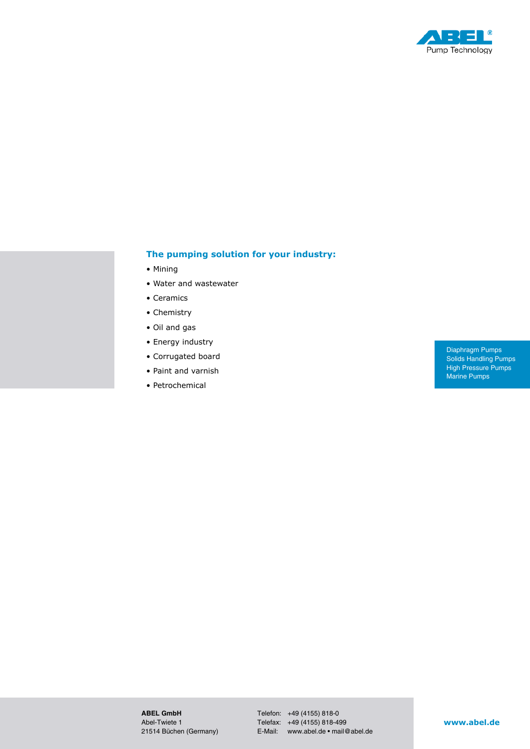ABEL Pump Technology

**The pumping solution for your industry:**

- Mining
- Water and wastewater
- Ceramics
- Chemistry
- Oil and gas
- Energy industry
- Corrugated board
- Paint and varnish
- Petrochemical

Diaphragm Pumps
Solids Handling Pumps
High Pressure Pumps
Marine Pumps

**ABEL GmbH**
Abel-Twiete 1
21514 Büchen (Germany)

Telefon: +49 (4155) 818-0
Telefax: +49 (4155) 818-499
E-Mail: www.abel.de • mail@abel.de

**www.abel.de**